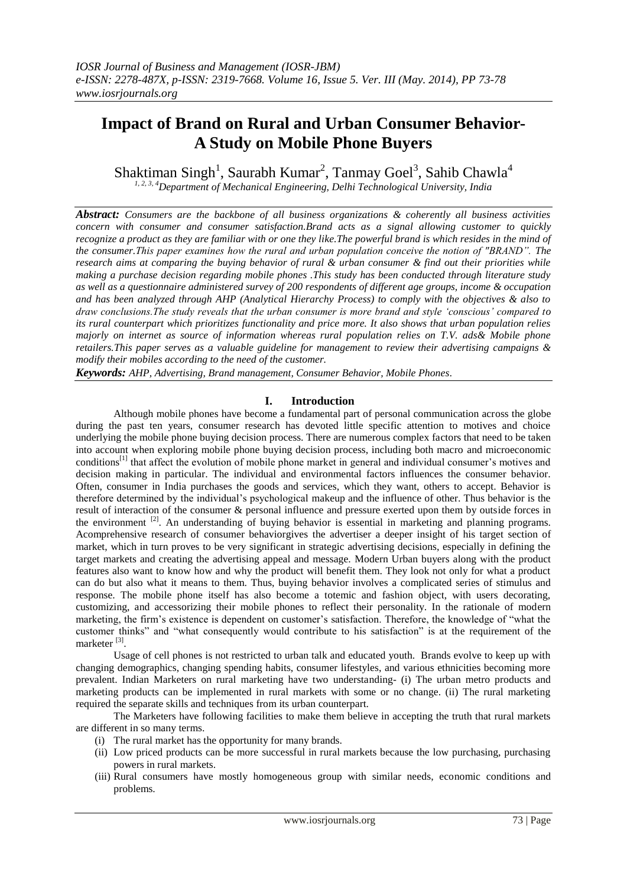# Impact of Brand on Rural and Urban Consumer Behavior- A Study on Mobile Phone Buyers

Shaktiman Singh[1], Saurabh Kumar[2], Tanmay Goel[3], Sahib Chawla[4]

[1, 2, 3, 4]*Department of Mechanical Engineering, Delhi Technological University, India*

***Abstract:*** *Consumers are the backbone of all business organizations & coherently all business activities concern with consumer and consumer satisfaction.Brand acts as a signal allowing customer to quickly recognize a product as they are familiar with or one they like.The powerful brand is which resides in the mind of the consumer.This paper examines how the rural and urban population conceive the notion of "BRAND". The research aims at comparing the buying behavior of rural & urban consumer & find out their priorities while making a purchase decision regarding mobile phones .This study has been conducted through literature study as well as a questionnaire administered survey of 200 respondents of different age groups, income & occupation and has been analyzed through AHP (Analytical Hierarchy Process) to comply with the objectives & also to draw conclusions.The study reveals that the urban consumer is more brand and style 'conscious' compared to its rural counterpart which prioritizes functionality and price more. It also shows that urban population relies majorly on internet as source of information whereas rural population relies on T.V. ads& Mobile phone retailers.This paper serves as a valuable guideline for management to review their advertising campaigns & modify their mobiles according to the need of the customer.*

***Keywords:*** *AHP, Advertising, Brand management, Consumer Behavior, Mobile Phones.*

## I. Introduction

Although mobile phones have become a fundamental part of personal communication across the globe during the past ten years, consumer research has devoted little specific attention to motives and choice underlying the mobile phone buying decision process. There are numerous complex factors that need to be taken into account when exploring mobile phone buying decision process, including both macro and microeconomic conditions[1] that affect the evolution of mobile phone market in general and individual consumer's motives and decision making in particular. The individual and environmental factors influences the consumer behavior. Often, consumer in India purchases the goods and services, which they want, others to accept. Behavior is therefore determined by the individual's psychological makeup and the influence of other. Thus behavior is the result of interaction of the consumer & personal influence and pressure exerted upon them by outside forces in the environment [2]. An understanding of buying behavior is essential in marketing and planning programs. Acomprehensive research of consumer behaviorgives the advertiser a deeper insight of his target section of market, which in turn proves to be very significant in strategic advertising decisions, especially in defining the target markets and creating the advertising appeal and message. Modern Urban buyers along with the product features also want to know how and why the product will benefit them. They look not only for what a product can do but also what it means to them. Thus, buying behavior involves a complicated series of stimulus and response. The mobile phone itself has also become a totemic and fashion object, with users decorating, customizing, and accessorizing their mobile phones to reflect their personality. In the rationale of modern marketing, the firm's existence is dependent on customer's satisfaction. Therefore, the knowledge of "what the customer thinks" and "what consequently would contribute to his satisfaction" is at the requirement of the marketer [3].

Usage of cell phones is not restricted to urban talk and educated youth. Brands evolve to keep up with changing demographics, changing spending habits, consumer lifestyles, and various ethnicities becoming more prevalent. Indian Marketers on rural marketing have two understanding- (i) The urban metro products and marketing products can be implemented in rural markets with some or no change. (ii) The rural marketing required the separate skills and techniques from its urban counterpart.

The Marketers have following facilities to make them believe in accepting the truth that rural markets are different in so many terms.

(i) The rural market has the opportunity for many brands.
(ii) Low priced products can be more successful in rural markets because the low purchasing, purchasing powers in rural markets.
(iii) Rural consumers have mostly homogeneous group with similar needs, economic conditions and problems.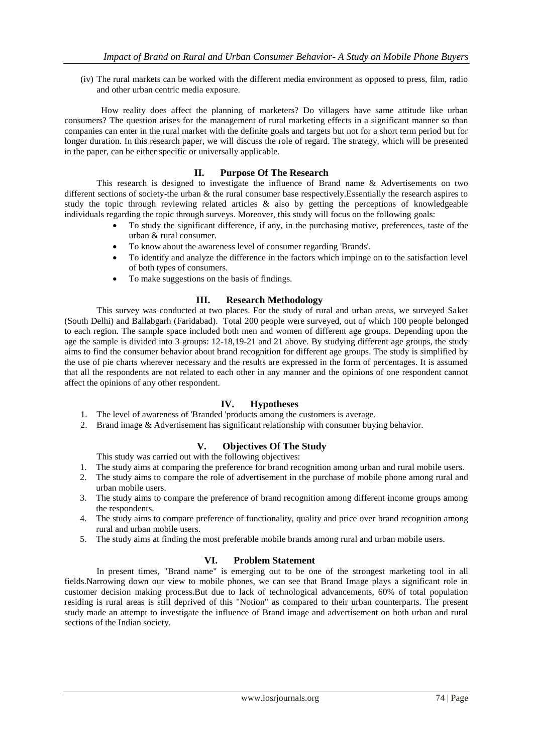(iv) The rural markets can be worked with the different media environment as opposed to press, film, radio and other urban centric media exposure.

How reality does affect the planning of marketers? Do villagers have same attitude like urban consumers? The question arises for the management of rural marketing effects in a significant manner so than companies can enter in the rural market with the definite goals and targets but not for a short term period but for longer duration. In this research paper, we will discuss the role of regard. The strategy, which will be presented in the paper, can be either specific or universally applicable.

## II. Purpose Of The Research

This research is designed to investigate the influence of Brand name & Advertisements on two different sections of society-the urban & the rural consumer base respectively.Essentially the research aspires to study the topic through reviewing related articles & also by getting the perceptions of knowledgeable individuals regarding the topic through surveys. Moreover, this study will focus on the following goals:

- To study the significant difference, if any, in the purchasing motive, preferences, taste of the urban & rural consumer.
- To know about the awareness level of consumer regarding 'Brands'.
- To identify and analyze the difference in the factors which impinge on to the satisfaction level of both types of consumers.
- To make suggestions on the basis of findings.

## III. Research Methodology

This survey was conducted at two places. For the study of rural and urban areas, we surveyed Saket (South Delhi) and Ballabgarh (Faridabad). Total 200 people were surveyed, out of which 100 people belonged to each region. The sample space included both men and women of different age groups. Depending upon the age the sample is divided into 3 groups: 12-18,19-21 and 21 above. By studying different age groups, the study aims to find the consumer behavior about brand recognition for different age groups. The study is simplified by the use of pie charts wherever necessary and the results are expressed in the form of percentages. It is assumed that all the respondents are not related to each other in any manner and the opinions of one respondent cannot affect the opinions of any other respondent.

## IV. Hypotheses

1. The level of awareness of 'Branded 'products among the customers is average.
2. Brand image & Advertisement has significant relationship with consumer buying behavior.

## V. Objectives Of The Study

This study was carried out with the following objectives:

1. The study aims at comparing the preference for brand recognition among urban and rural mobile users.
2. The study aims to compare the role of advertisement in the purchase of mobile phone among rural and urban mobile users.
3. The study aims to compare the preference of brand recognition among different income groups among the respondents.
4. The study aims to compare preference of functionality, quality and price over brand recognition among rural and urban mobile users.
5. The study aims at finding the most preferable mobile brands among rural and urban mobile users.

## VI. Problem Statement

In present times, "Brand name" is emerging out to be one of the strongest marketing tool in all fields.Narrowing down our view to mobile phones, we can see that Brand Image plays a significant role in customer decision making process.But due to lack of technological advancements, 60% of total population residing is rural areas is still deprived of this "Notion" as compared to their urban counterparts. The present study made an attempt to investigate the influence of Brand image and advertisement on both urban and rural sections of the Indian society.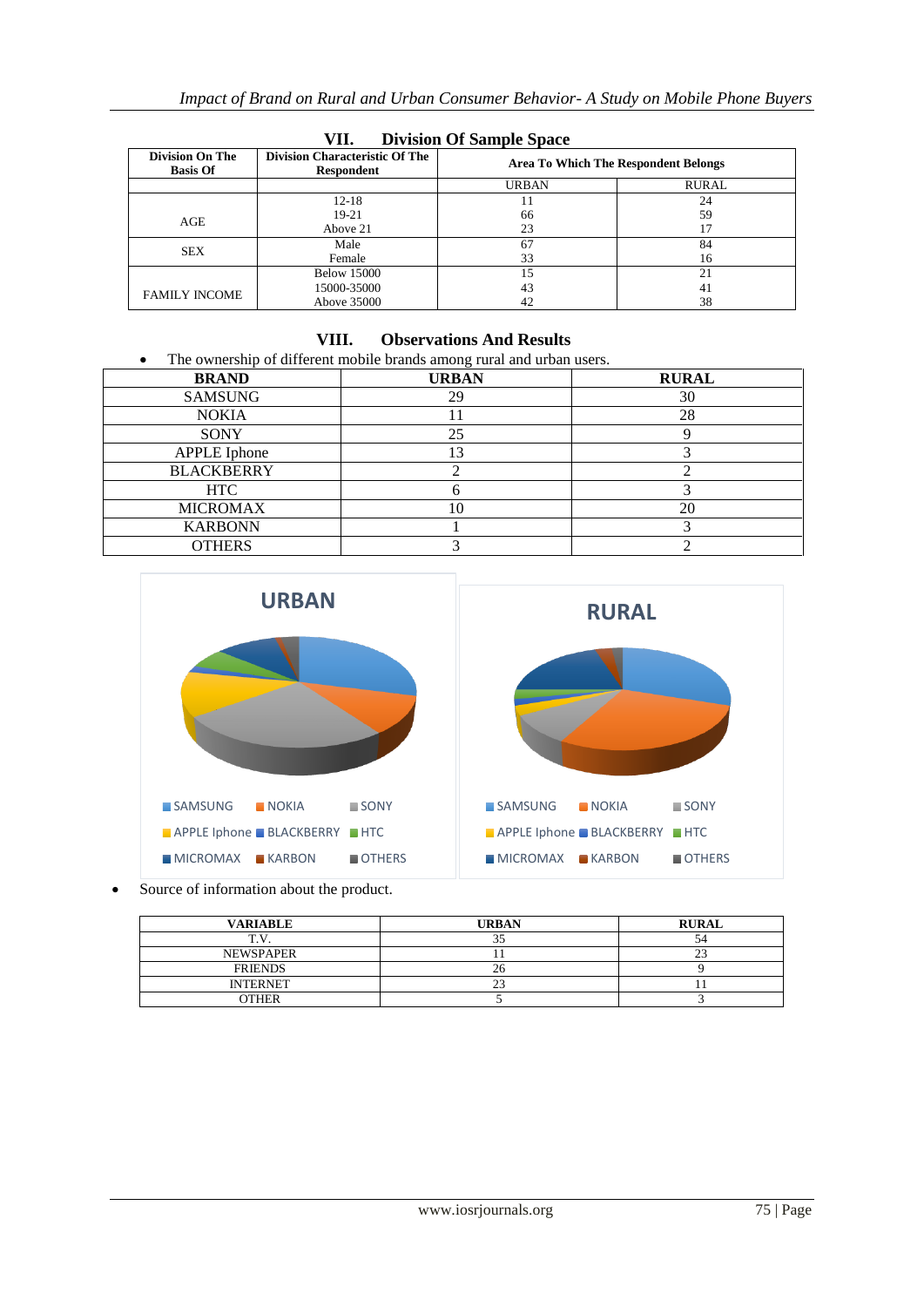## VII. Division Of Sample Space

| Division On The Basis Of | Division Characteristic Of The Respondent | Area To Which The Respondent Belongs | |
|---|---|---|---|
| | | URBAN | RURAL |
| AGE | 12-18 | 11 | 24 |
| | 19-21 | 66 | 59 |
| | Above 21 | 23 | 17 |
| SEX | Male | 67 | 84 |
| | Female | 33 | 16 |
| FAMILY INCOME | Below 15000 | 15 | 21 |
| | 15000-35000 | 43 | 41 |
| | Above 35000 | 42 | 38 |

## VIII. Observations And Results

- The ownership of different mobile brands among rural and urban users.

| BRAND | URBAN | RURAL |
|---|---|---|
| SAMSUNG | 29 | 30 |
| NOKIA | 11 | 28 |
| SONY | 25 | 9 |
| APPLE Iphone | 13 | 3 |
| BLACKBERRY | 2 | 2 |
| HTC | 6 | 3 |
| MICROMAX | 10 | 20 |
| KARBONN | 1 | 3 |
| OTHERS | 3 | 2 |

URBAN

SAMSUNG, NOKIA, SONY, APPLE Iphone, BLACKBERRY, HTC, MICROMAX, KARBON, OTHERS

RURAL

SAMSUNG, NOKIA, SONY, APPLE Iphone, BLACKBERRY, HTC, MICROMAX, KARBON, OTHERS

- Source of information about the product.

| VARIABLE | URBAN | RURAL |
|---|---|---|
| T.V. | 35 | 54 |
| NEWSPAPER | 11 | 23 |
| FRIENDS | 26 | 9 |
| INTERNET | 23 | 11 |
| OTHER | 5 | 3 |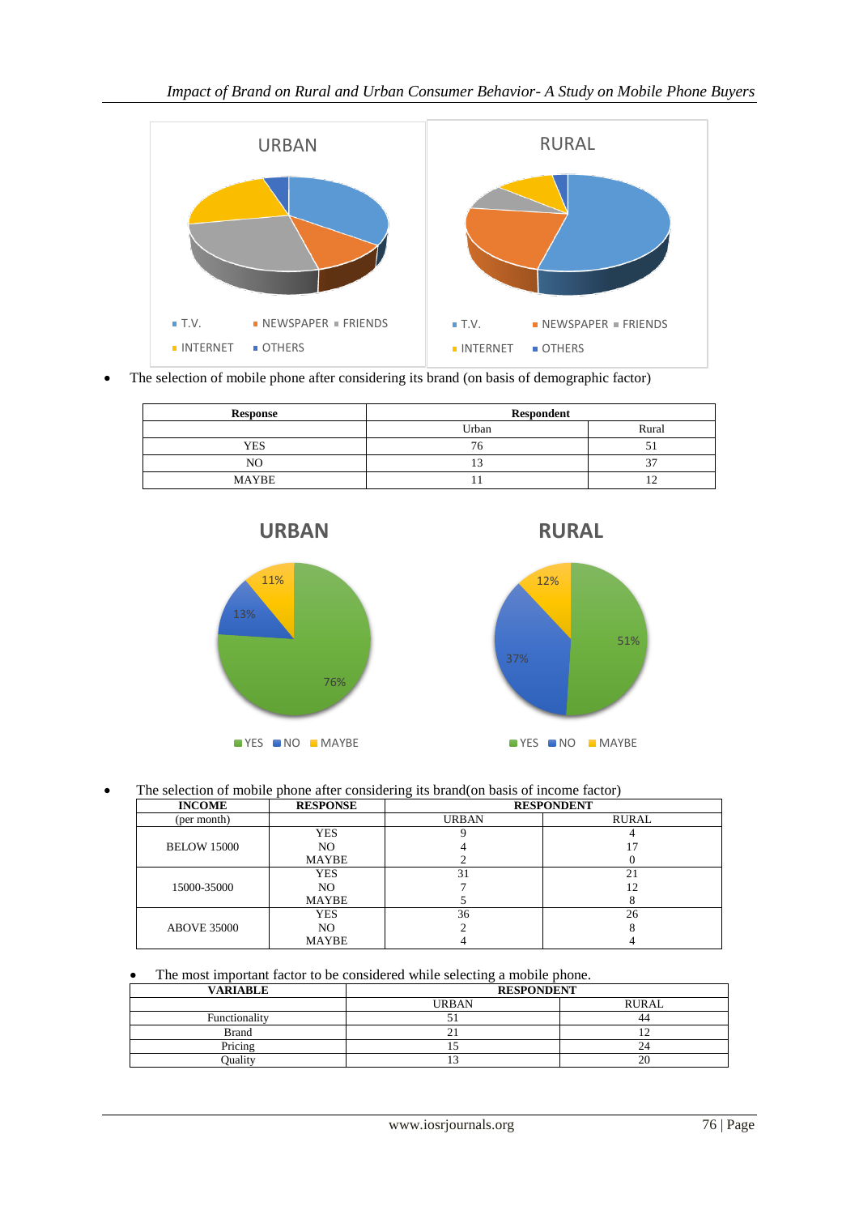- The selection of mobile phone after considering its brand (on basis of demographic factor)

| Response | Respondent | |
|---|---|---|
| | Urban | Rural |
| YES | 76 | 51 |
| NO | 13 | 37 |
| MAYBE | 11 | 12 |

- The selection of mobile phone after considering its brand(on basis of income factor)

| INCOME | RESPONSE | RESPONDENT | |
|---|---|---|---|
| (per month) | | URBAN | RURAL |
| BELOW 15000 | YES | 9 | 4 |
| | NO | 4 | 17 |
| | MAYBE | 2 | 0 |
| 15000-35000 | YES | 31 | 21 |
| | NO | 7 | 12 |
| | MAYBE | 5 | 8 |
| ABOVE 35000 | YES | 36 | 26 |
| | NO | 2 | 8 |
| | MAYBE | 4 | 4 |

- The most important factor to be considered while selecting a mobile phone.

| VARIABLE | RESPONDENT | |
|---|---|---|
| | URBAN | RURAL |
| Functionality | 51 | 44 |
| Brand | 21 | 12 |
| Pricing | 15 | 24 |
| Quality | 13 | 20 |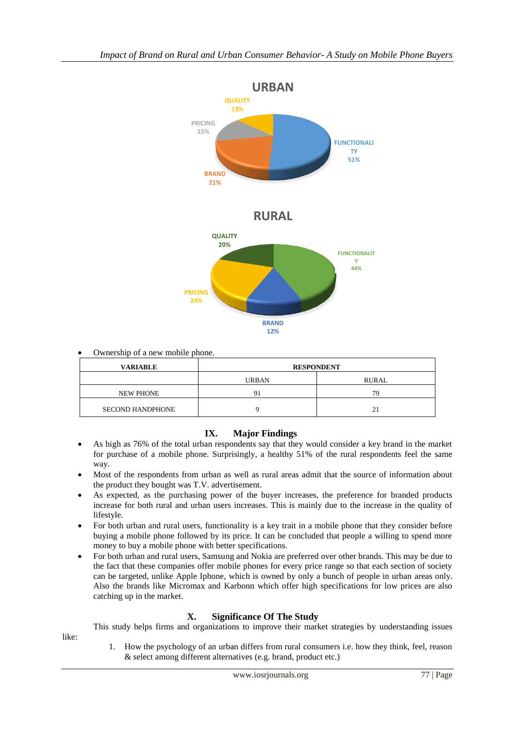- Ownership of a new mobile phone.

| VARIABLE | RESPONDENT | |
|---|---|---|
| | URBAN | RURAL |
| NEW PHONE | 91 | 79 |
| SECOND HANDPHONE | 9 | 21 |

## IX. Major Findings

- As high as 76% of the total urban respondents say that they would consider a key brand in the market for purchase of a mobile phone. Surprisingly, a healthy 51% of the rural respondents feel the same way.
- Most of the respondents from urban as well as rural areas admit that the source of information about the product they bought was T.V. advertisement.
- As expected, as the purchasing power of the buyer increases, the preference for branded products increase for both rural and urban users increases. This is mainly due to the increase in the quality of lifestyle.
- For both urban and rural users, functionality is a key trait in a mobile phone that they consider before buying a mobile phone followed by its price. It can be concluded that people a willing to spend more money to buy a mobile phone with better specifications.
- For both urban and rural users, Samsung and Nokia are preferred over other brands. This may be due to the fact that these companies offer mobile phones for every price range so that each section of society can be targeted, unlike Apple Iphone, which is owned by only a bunch of people in urban areas only. Also the brands like Micromax and Karbonn which offer high specifications for low prices are also catching up in the market.

## X. Significance Of The Study

This study helps firms and organizations to improve their market strategies by understanding issues like:

1. How the psychology of an urban differs from rural consumers i.e. how they think, feel, reason & select among different alternatives (e.g. brand, product etc.)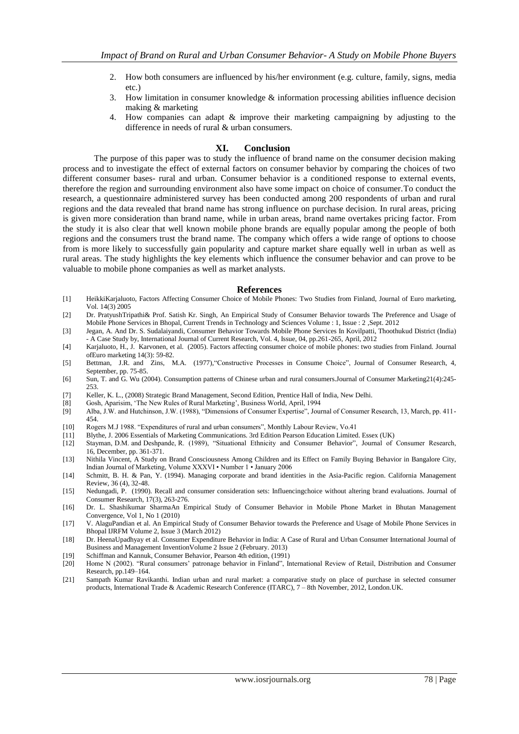2. How both consumers are influenced by his/her environment (e.g. culture, family, signs, media etc.)
3. How limitation in consumer knowledge & information processing abilities influence decision making & marketing
4. How companies can adapt & improve their marketing campaigning by adjusting to the difference in needs of rural & urban consumers.

## XI. Conclusion

The purpose of this paper was to study the influence of brand name on the consumer decision making process and to investigate the effect of external factors on consumer behavior by comparing the choices of two different consumer bases- rural and urban. Consumer behavior is a conditioned response to external events, therefore the region and surrounding environment also have some impact on choice of consumer.To conduct the research, a questionnaire administered survey has been conducted among 200 respondents of urban and rural regions and the data revealed that brand name has strong influence on purchase decision. In rural areas, pricing is given more consideration than brand name, while in urban areas, brand name overtakes pricing factor. From the study it is also clear that well known mobile phone brands are equally popular among the people of both regions and the consumers trust the brand name. The company which offers a wide range of options to choose from is more likely to successfully gain popularity and capture market share equally well in urban as well as rural areas. The study highlights the key elements which influence the consumer behavior and can prove to be valuable to mobile phone companies as well as market analysts.

## References

[1] HeikkiKarjaluoto, Factors Affecting Consumer Choice of Mobile Phones: Two Studies from Finland, Journal of Euro marketing, Vol. 14(3) 2005

[2] Dr. PratyushTripathi& Prof. Satish Kr. Singh, An Empirical Study of Consumer Behavior towards The Preference and Usage of Mobile Phone Services in Bhopal, Current Trends in Technology and Sciences Volume : 1, Issue : 2 ,Sept. 2012

[3] Jegan, A. And Dr. S. Sudalaiyandi, Consumer Behavior Towards Mobile Phone Services In Kovilpatti, Thoothukud District (India) - A Case Study by, International Journal of Current Research, Vol. 4, Issue, 04, pp.261-265, April, 2012

[4] Karjaluoto, H., J. Karvonen, et al. (2005). Factors affecting consumer choice of mobile phones: two studies from Finland. Journal ofEuro marketing 14(3): 59-82.

[5] Bettman, J.R. and Zins, M.A. (1977),"Constructive Processes in Consume Choice", Journal of Consumer Research, 4, September, pp. 75-85.

[6] Sun, T. and G. Wu (2004). Consumption patterns of Chinese urban and rural consumers.Journal of Consumer Marketing21(4):245-253.

[7] Keller, K. L., (2008) Strategic Brand Management, Second Edition, Prentice Hall of India, New Delhi.

[8] Gosh, Aparisim, 'The New Rules of Rural Marketing', Business World, April, 1994

[9] Alba, J.W. and Hutchinson, J.W. (1988), "Dimensions of Consumer Expertise", Journal of Consumer Research, 13, March, pp. 411-454.

[10] Rogers M.J 1988. "Expenditures of rural and urban consumers", Monthly Labour Review, Vo.41

[11] Blythe, J. 2006 Essentials of Marketing Communications. 3rd Edition Pearson Education Limited. Essex (UK)

[12] Stayman, D.M. and Deshpande, R. (1989), "Situational Ethnicity and Consumer Behavior", Journal of Consumer Research, 16, December, pp. 361-371.

[13] Nithila Vincent, A Study on Brand Consciousness Among Children and its Effect on Family Buying Behavior in Bangalore City, Indian Journal of Marketing, Volume XXXVI • Number 1 • January 2006

[14] Schmitt, B. H. & Pan, Y. (1994). Managing corporate and brand identities in the Asia-Pacific region. California Management Review, 36 (4), 32-48.

[15] Nedungadi, P. (1990). Recall and consumer consideration sets: Influencingchoice without altering brand evaluations. Journal of Consumer Research, 17(3), 263-276.

[16] Dr. L. Shashikumar SharmaAn Empirical Study of Consumer Behavior in Mobile Phone Market in Bhutan Management Convergence, Vol 1, No 1 (2010)

[17] V. AlaguPandian et al. An Empirical Study of Consumer Behavior towards the Preference and Usage of Mobile Phone Services in Bhopal IJRFM Volume 2, Issue 3 (March 2012)

[18] Dr. HeenaUpadhyay et al. Consumer Expenditure Behavior in India: A Case of Rural and Urban Consumer International Journal of Business and Management InventionVolume 2 Issue 2 (February. 2013)

[19] Schiffman and Kannuk, Consumer Behavior, Pearson 4th edition, (1991)

[20] Home N (2002). "Rural consumers' patronage behavior in Finland", International Review of Retail, Distribution and Consumer Research, pp.149–164.

[21] Sampath Kumar Ravikanthi. Indian urban and rural market: a comparative study on place of purchase in selected consumer products, International Trade & Academic Research Conference (ITARC), 7 – 8th November, 2012, London.UK.